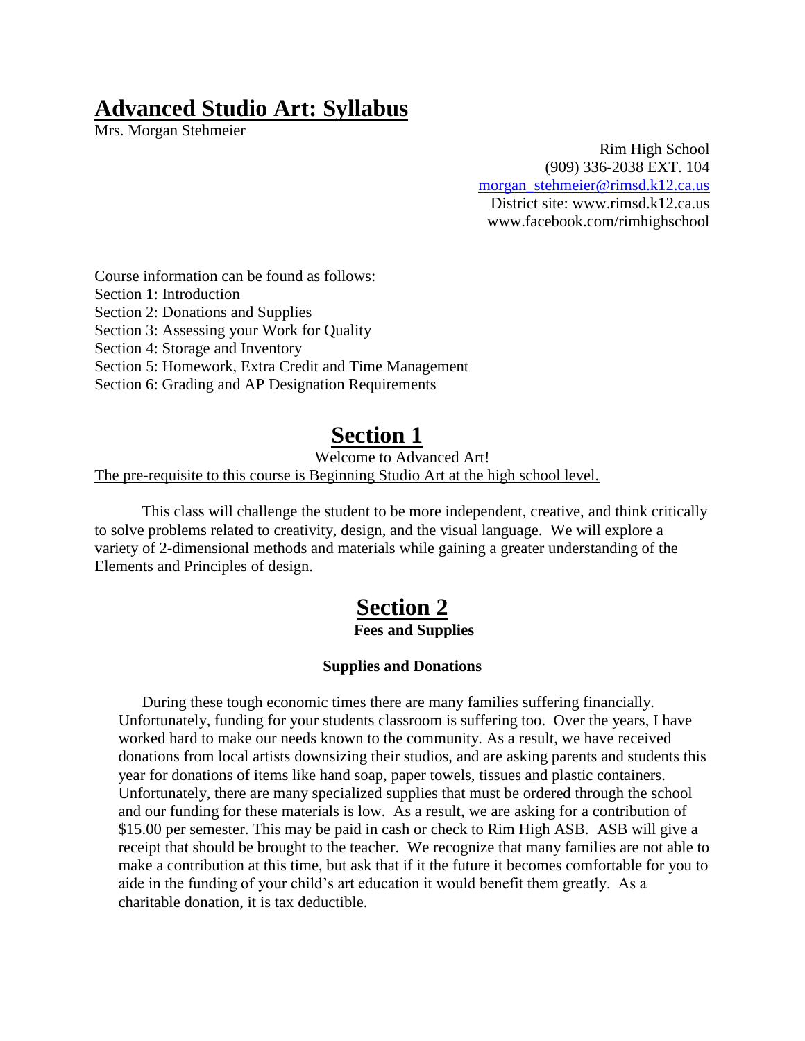# Advanced Studio Art: Syllabus

Mrs. Morgan Stehmeier

Rim High School
(909) 336-2038 EXT. 104
morgan_stehmeier@rimsd.k12.ca.us
District site: www.rimsd.k12.ca.us
www.facebook.com/rimhighschool

Course information can be found as follows:
Section 1: Introduction
Section 2: Donations and Supplies
Section 3: Assessing your Work for Quality
Section 4: Storage and Inventory
Section 5: Homework, Extra Credit and Time Management
Section 6: Grading and AP Designation Requirements

## Section 1

Welcome to Advanced Art!

The pre-requisite to this course is Beginning Studio Art at the high school level.

This class will challenge the student to be more independent, creative, and think critically to solve problems related to creativity, design, and the visual language. We will explore a variety of 2-dimensional methods and materials while gaining a greater understanding of the Elements and Principles of design.

## Section 2

**Fees and Supplies**

**Supplies and Donations**

During these tough economic times there are many families suffering financially. Unfortunately, funding for your students classroom is suffering too. Over the years, I have worked hard to make our needs known to the community. As a result, we have received donations from local artists downsizing their studios, and are asking parents and students this year for donations of items like hand soap, paper towels, tissues and plastic containers. Unfortunately, there are many specialized supplies that must be ordered through the school and our funding for these materials is low. As a result, we are asking for a contribution of $15.00 per semester. This may be paid in cash or check to Rim High ASB. ASB will give a receipt that should be brought to the teacher. We recognize that many families are not able to make a contribution at this time, but ask that if it the future it becomes comfortable for you to aide in the funding of your child's art education it would benefit them greatly. As a charitable donation, it is tax deductible.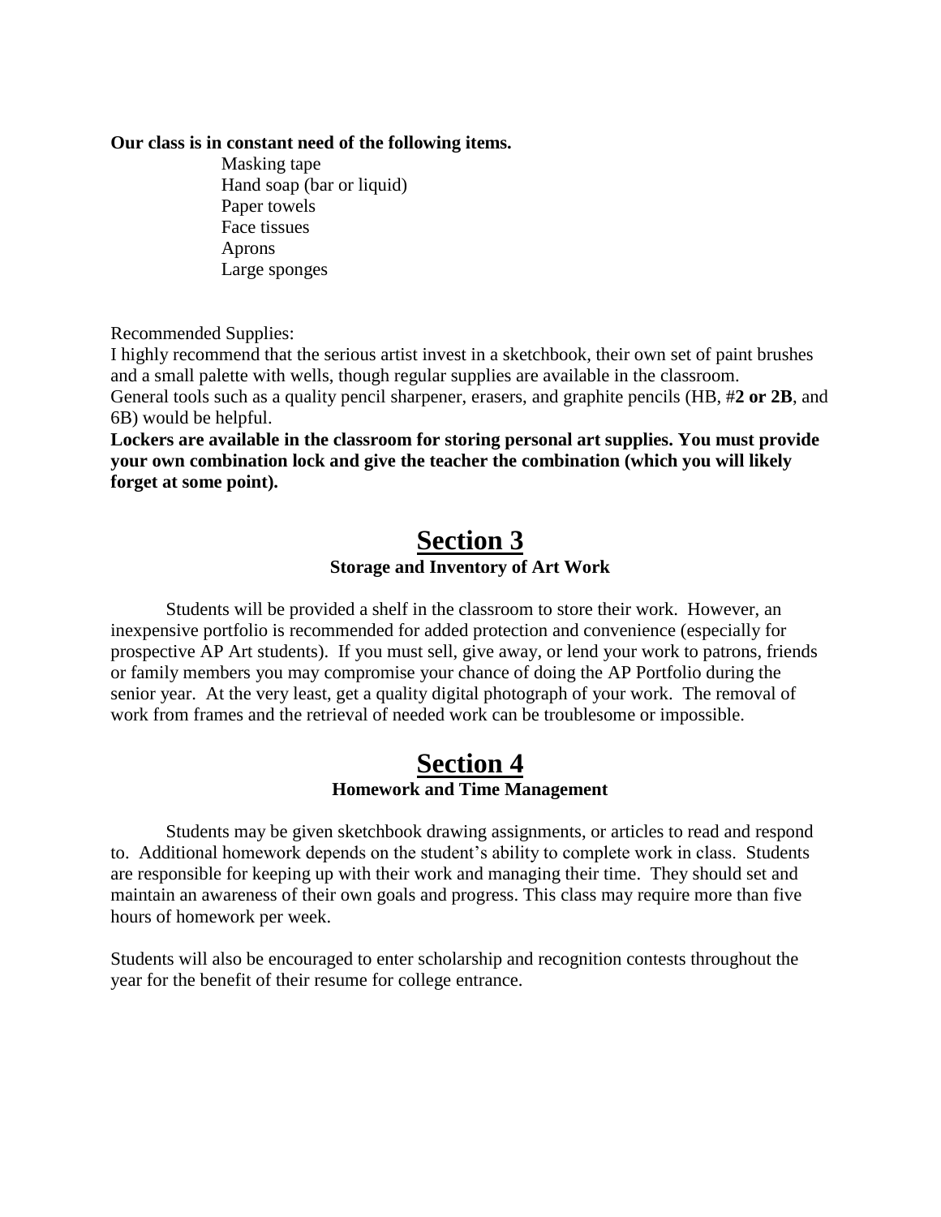**Our class is in constant need of the following items.**

- Masking tape
- Hand soap (bar or liquid)
- Paper towels
- Face tissues
- Aprons
- Large sponges

Recommended Supplies:

I highly recommend that the serious artist invest in a sketchbook, their own set of paint brushes and a small palette with wells, though regular supplies are available in the classroom. General tools such as a quality pencil sharpener, erasers, and graphite pencils (HB, #**2 or 2B**, and 6B) would be helpful.

**Lockers are available in the classroom for storing personal art supplies. You must provide your own combination lock and give the teacher the combination (which you will likely forget at some point).**

# Section 3

## Storage and Inventory of Art Work

Students will be provided a shelf in the classroom to store their work. However, an inexpensive portfolio is recommended for added protection and convenience (especially for prospective AP Art students). If you must sell, give away, or lend your work to patrons, friends or family members you may compromise your chance of doing the AP Portfolio during the senior year. At the very least, get a quality digital photograph of your work. The removal of work from frames and the retrieval of needed work can be troublesome or impossible.

# Section 4

## Homework and Time Management

Students may be given sketchbook drawing assignments, or articles to read and respond to. Additional homework depends on the student's ability to complete work in class. Students are responsible for keeping up with their work and managing their time. They should set and maintain an awareness of their own goals and progress. This class may require more than five hours of homework per week.

Students will also be encouraged to enter scholarship and recognition contests throughout the year for the benefit of their resume for college entrance.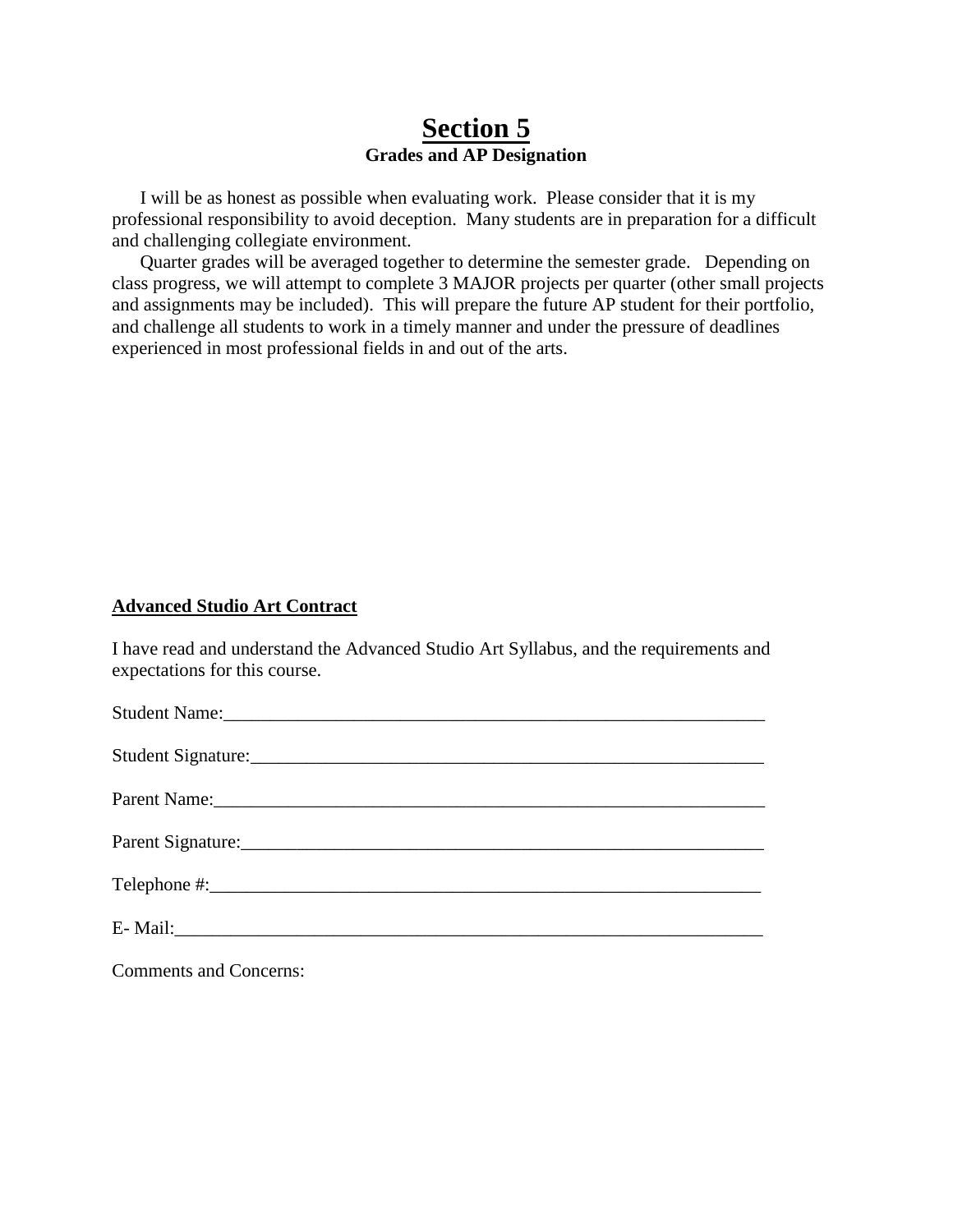# Section 5

### Grades and AP Designation

I will be as honest as possible when evaluating work. Please consider that it is my professional responsibility to avoid deception. Many students are in preparation for a difficult and challenging collegiate environment.

Quarter grades will be averaged together to determine the semester grade. Depending on class progress, we will attempt to complete 3 MAJOR projects per quarter (other small projects and assignments may be included). This will prepare the future AP student for their portfolio, and challenge all students to work in a timely manner and under the pressure of deadlines experienced in most professional fields in and out of the arts.

**Advanced Studio Art Contract**

I have read and understand the Advanced Studio Art Syllabus, and the requirements and expectations for this course.

Student Name:____________________________________________________________

Student Signature:_________________________________________________________

Parent Name:_____________________________________________________________

Parent Signature:__________________________________________________________

Telephone #:______________________________________________________________

E- Mail:__________________________________________________________________

Comments and Concerns: